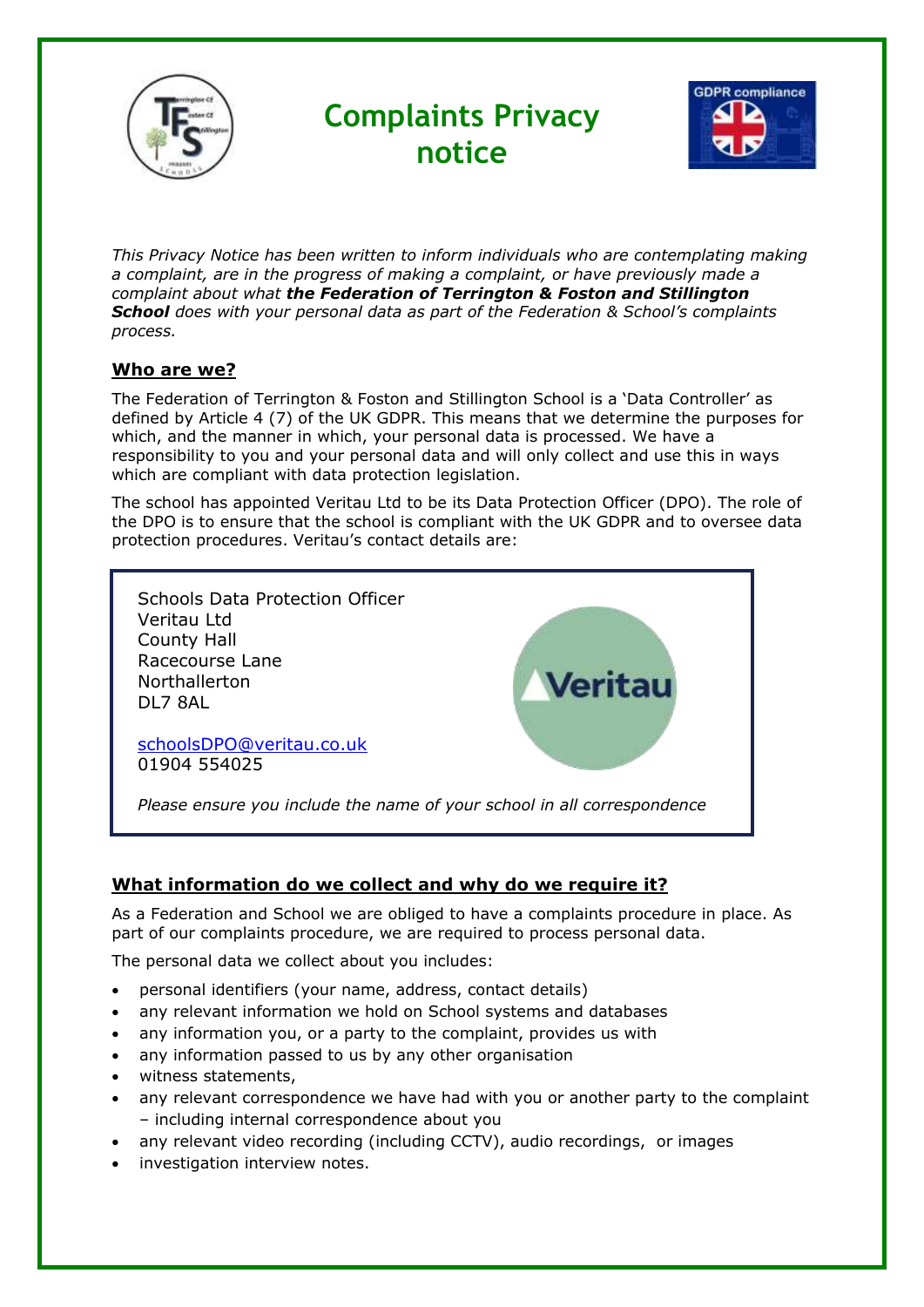# Complaints Privacy notice

*This Privacy Notice has been written to inform individuals who are contemplating making a complaint, are in the progress of making a complaint, or have previously made a complaint about what **the Federation of Terrington & Foston and Stillington School** does with your personal data as part of the Federation & School's complaints process.*

## Who are we?

The Federation of Terrington & Foston and Stillington School is a 'Data Controller' as defined by Article 4 (7) of the UK GDPR. This means that we determine the purposes for which, and the manner in which, your personal data is processed. We have a responsibility to you and your personal data and will only collect and use this in ways which are compliant with data protection legislation.

The school has appointed Veritau Ltd to be its Data Protection Officer (DPO). The role of the DPO is to ensure that the school is compliant with the UK GDPR and to oversee data protection procedures. Veritau's contact details are:

Schools Data Protection Officer
Veritau Ltd
County Hall
Racecourse Lane
Northallerton
DL7 8AL

schoolsDPO@veritau.co.uk
01904 554025

*Please ensure you include the name of your school in all correspondence*

## What information do we collect and why do we require it?

As a Federation and School we are obliged to have a complaints procedure in place. As part of our complaints procedure, we are required to process personal data.

The personal data we collect about you includes:

- personal identifiers (your name, address, contact details)
- any relevant information we hold on School systems and databases
- any information you, or a party to the complaint, provides us with
- any information passed to us by any other organisation
- witness statements,
- any relevant correspondence we have had with you or another party to the complaint – including internal correspondence about you
- any relevant video recording (including CCTV), audio recordings, or images
- investigation interview notes.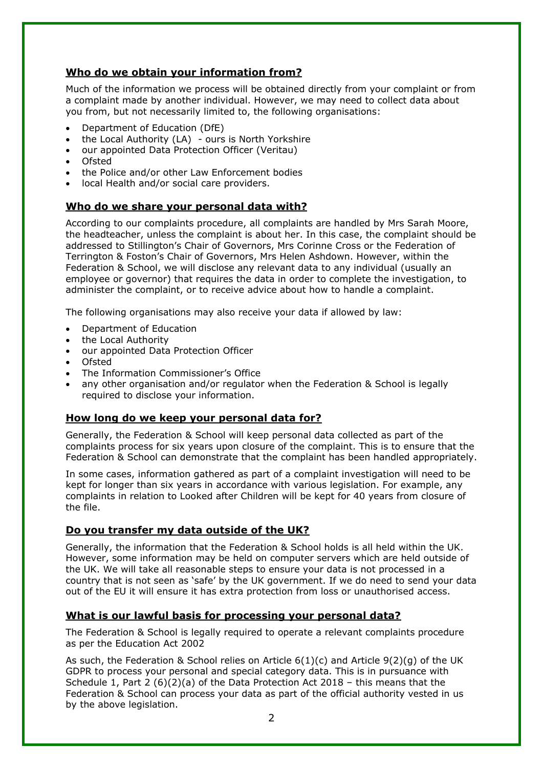## Who do we obtain your information from?

Much of the information we process will be obtained directly from your complaint or from a complaint made by another individual. However, we may need to collect data about you from, but not necessarily limited to, the following organisations:

- Department of Education (DfE)
- the Local Authority (LA) - ours is North Yorkshire
- our appointed Data Protection Officer (Veritau)
- Ofsted
- the Police and/or other Law Enforcement bodies
- local Health and/or social care providers.

## Who do we share your personal data with?

According to our complaints procedure, all complaints are handled by Mrs Sarah Moore, the headteacher, unless the complaint is about her. In this case, the complaint should be addressed to Stillington's Chair of Governors, Mrs Corinne Cross or the Federation of Terrington & Foston's Chair of Governors, Mrs Helen Ashdown. However, within the Federation & School, we will disclose any relevant data to any individual (usually an employee or governor) that requires the data in order to complete the investigation, to administer the complaint, or to receive advice about how to handle a complaint.

The following organisations may also receive your data if allowed by law:

- Department of Education
- the Local Authority
- our appointed Data Protection Officer
- Ofsted
- The Information Commissioner's Office
- any other organisation and/or regulator when the Federation & School is legally required to disclose your information.

## How long do we keep your personal data for?

Generally, the Federation & School will keep personal data collected as part of the complaints process for six years upon closure of the complaint. This is to ensure that the Federation & School can demonstrate that the complaint has been handled appropriately.

In some cases, information gathered as part of a complaint investigation will need to be kept for longer than six years in accordance with various legislation. For example, any complaints in relation to Looked after Children will be kept for 40 years from closure of the file.

## Do you transfer my data outside of the UK?

Generally, the information that the Federation & School holds is all held within the UK. However, some information may be held on computer servers which are held outside of the UK. We will take all reasonable steps to ensure your data is not processed in a country that is not seen as 'safe' by the UK government. If we do need to send your data out of the EU it will ensure it has extra protection from loss or unauthorised access.

## What is our lawful basis for processing your personal data?

The Federation & School is legally required to operate a relevant complaints procedure as per the Education Act 2002

As such, the Federation & School relies on Article 6(1)(c) and Article 9(2)(g) of the UK GDPR to process your personal and special category data. This is in pursuance with Schedule 1, Part 2 (6)(2)(a) of the Data Protection Act 2018 – this means that the Federation & School can process your data as part of the official authority vested in us by the above legislation.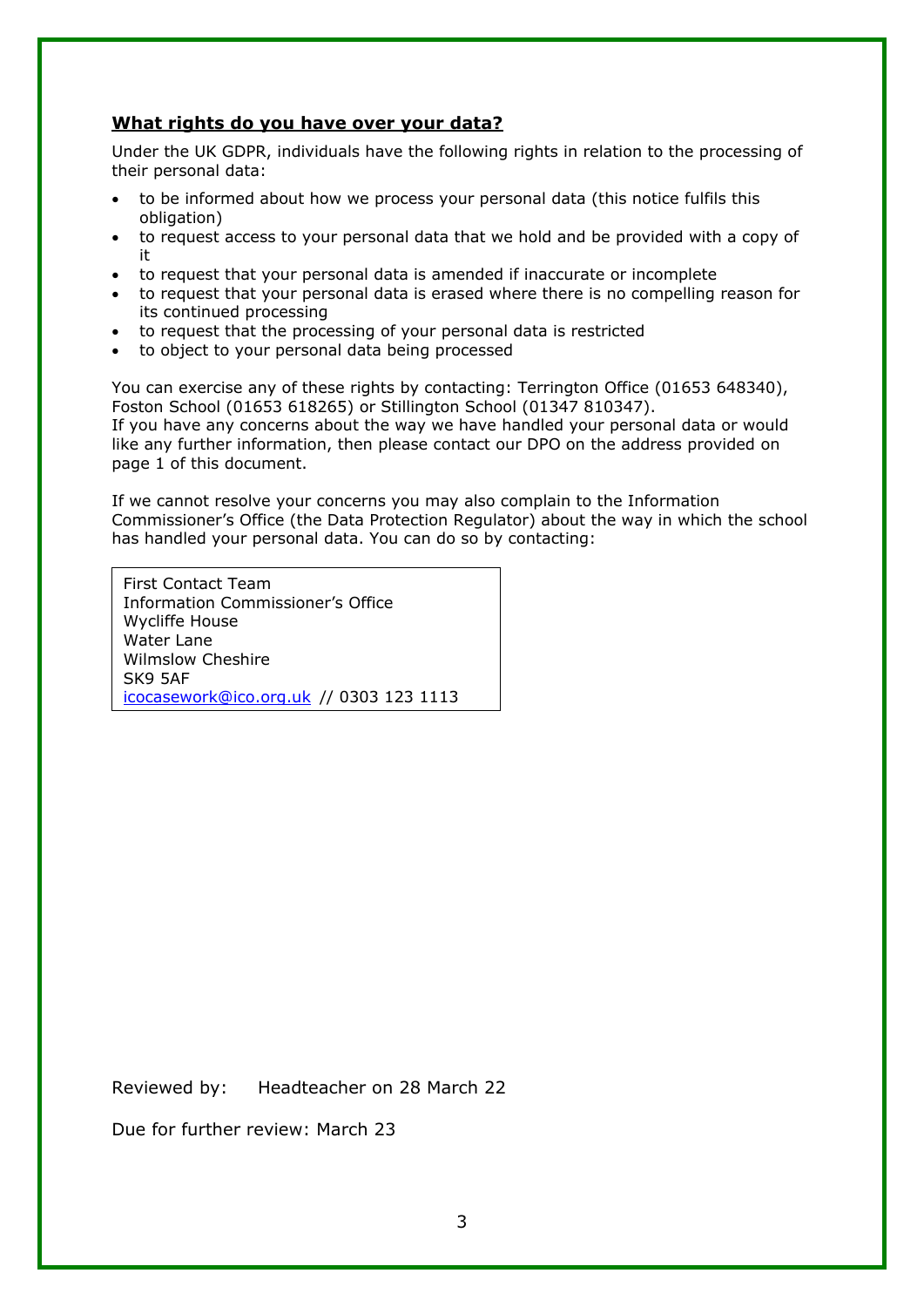**What rights do you have over your data?**

Under the UK GDPR, individuals have the following rights in relation to the processing of their personal data:

- to be informed about how we process your personal data (this notice fulfils this obligation)
- to request access to your personal data that we hold and be provided with a copy of it
- to request that your personal data is amended if inaccurate or incomplete
- to request that your personal data is erased where there is no compelling reason for its continued processing
- to request that the processing of your personal data is restricted
- to object to your personal data being processed

You can exercise any of these rights by contacting: Terrington Office (01653 648340), Foston School (01653 618265) or Stillington School (01347 810347).
If you have any concerns about the way we have handled your personal data or would like any further information, then please contact our DPO on the address provided on page 1 of this document.

If we cannot resolve your concerns you may also complain to the Information Commissioner's Office (the Data Protection Regulator) about the way in which the school has handled your personal data. You can do so by contacting:

First Contact Team
Information Commissioner's Office
Wycliffe House
Water Lane
Wilmslow Cheshire
SK9 5AF
icocasework@ico.org.uk // 0303 123 1113

Reviewed by: Headteacher on 28 March 22

Due for further review: March 23